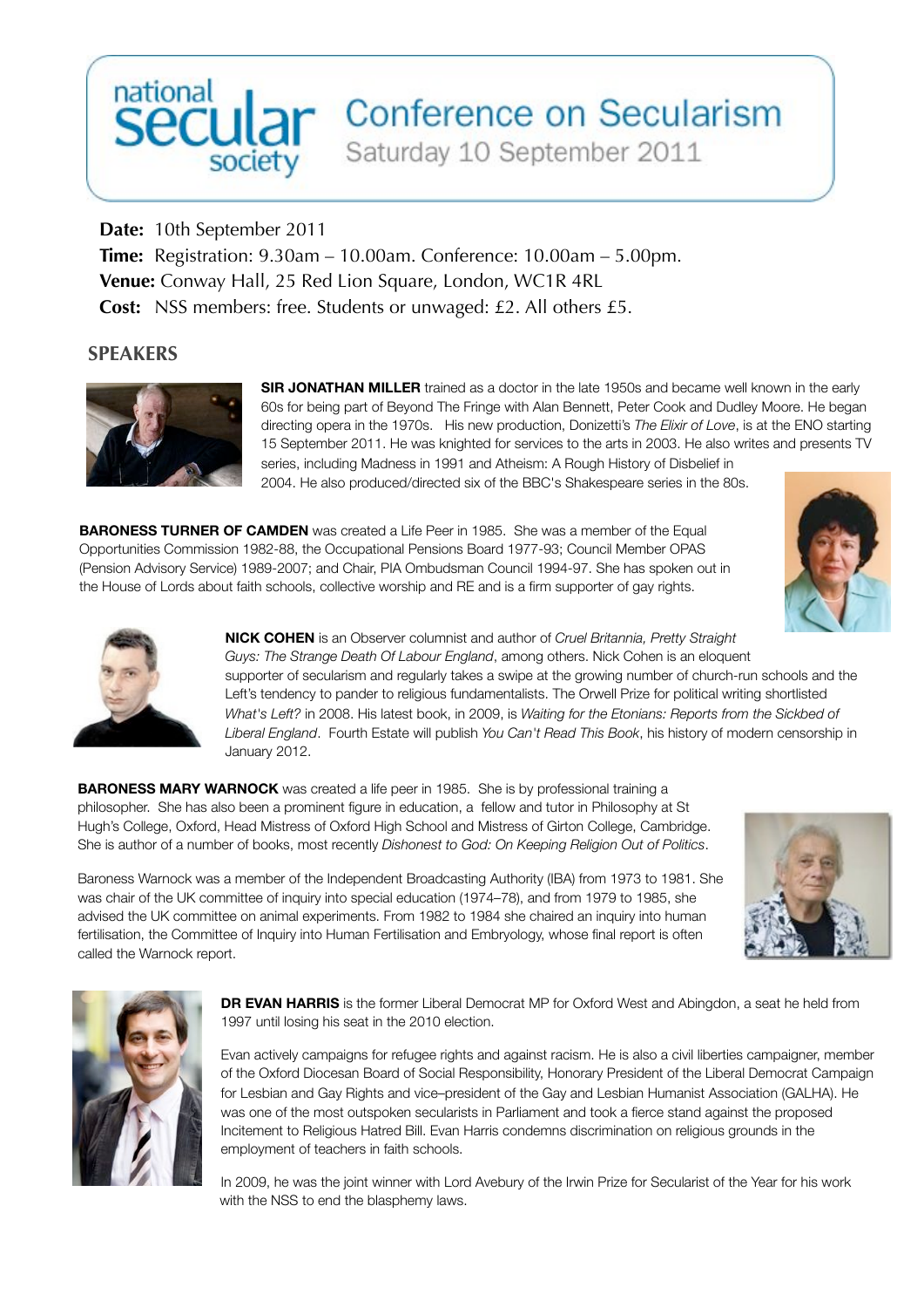# national secular society

## Conference on Secularism

Saturday 10 September 2011

**Date:** 10th September 2011
**Time:** Registration: 9.30am – 10.00am. Conference: 10.00am – 5.00pm.
**Venue:** Conway Hall, 25 Red Lion Square, London, WC1R 4RL
**Cost:** NSS members: free. Students or unwaged: £2. All others £5.

## SPEAKERS

**SIR JONATHAN MILLER** trained as a doctor in the late 1950s and became well known in the early 60s for being part of Beyond The Fringe with Alan Bennett, Peter Cook and Dudley Moore. He began directing opera in the 1970s. His new production, Donizetti's *The Elixir of Love*, is at the ENO starting 15 September 2011. He was knighted for services to the arts in 2003. He also writes and presents TV series, including Madness in 1991 and Atheism: A Rough History of Disbelief in 2004. He also produced/directed six of the BBC's Shakespeare series in the 80s.

**BARONESS TURNER OF CAMDEN** was created a Life Peer in 1985. She was a member of the Equal Opportunities Commission 1982-88, the Occupational Pensions Board 1977-93; Council Member OPAS (Pension Advisory Service) 1989-2007; and Chair, PIA Ombudsman Council 1994-97. She has spoken out in the House of Lords about faith schools, collective worship and RE and is a firm supporter of gay rights.

**NICK COHEN** is an Observer columnist and author of *Cruel Britannia, Pretty Straight Guys: The Strange Death Of Labour England*, among others. Nick Cohen is an eloquent supporter of secularism and regularly takes a swipe at the growing number of church-run schools and the Left's tendency to pander to religious fundamentalists. The Orwell Prize for political writing shortlisted *What's Left?* in 2008. His latest book, in 2009, is *Waiting for the Etonians: Reports from the Sickbed of Liberal England*. Fourth Estate will publish *You Can't Read This Book*, his history of modern censorship in January 2012.

**BARONESS MARY WARNOCK** was created a life peer in 1985. She is by professional training a philosopher. She has also been a prominent figure in education, a fellow and tutor in Philosophy at St Hugh's College, Oxford, Head Mistress of Oxford High School and Mistress of Girton College, Cambridge. She is author of a number of books, most recently *Dishonest to God: On Keeping Religion Out of Politics*.

Baroness Warnock was a member of the Independent Broadcasting Authority (IBA) from 1973 to 1981. She was chair of the UK committee of inquiry into special education (1974–78), and from 1979 to 1985, she advised the UK committee on animal experiments. From 1982 to 1984 she chaired an inquiry into human fertilisation, the Committee of Inquiry into Human Fertilisation and Embryology, whose final report is often called the Warnock report.

**DR EVAN HARRIS** is the former Liberal Democrat MP for Oxford West and Abingdon, a seat he held from 1997 until losing his seat in the 2010 election.

Evan actively campaigns for refugee rights and against racism. He is also a civil liberties campaigner, member of the Oxford Diocesan Board of Social Responsibility, Honorary President of the Liberal Democrat Campaign for Lesbian and Gay Rights and vice–president of the Gay and Lesbian Humanist Association (GALHA). He was one of the most outspoken secularists in Parliament and took a fierce stand against the proposed Incitement to Religious Hatred Bill. Evan Harris condemns discrimination on religious grounds in the employment of teachers in faith schools.

In 2009, he was the joint winner with Lord Avebury of the Irwin Prize for Secularist of the Year for his work with the NSS to end the blasphemy laws.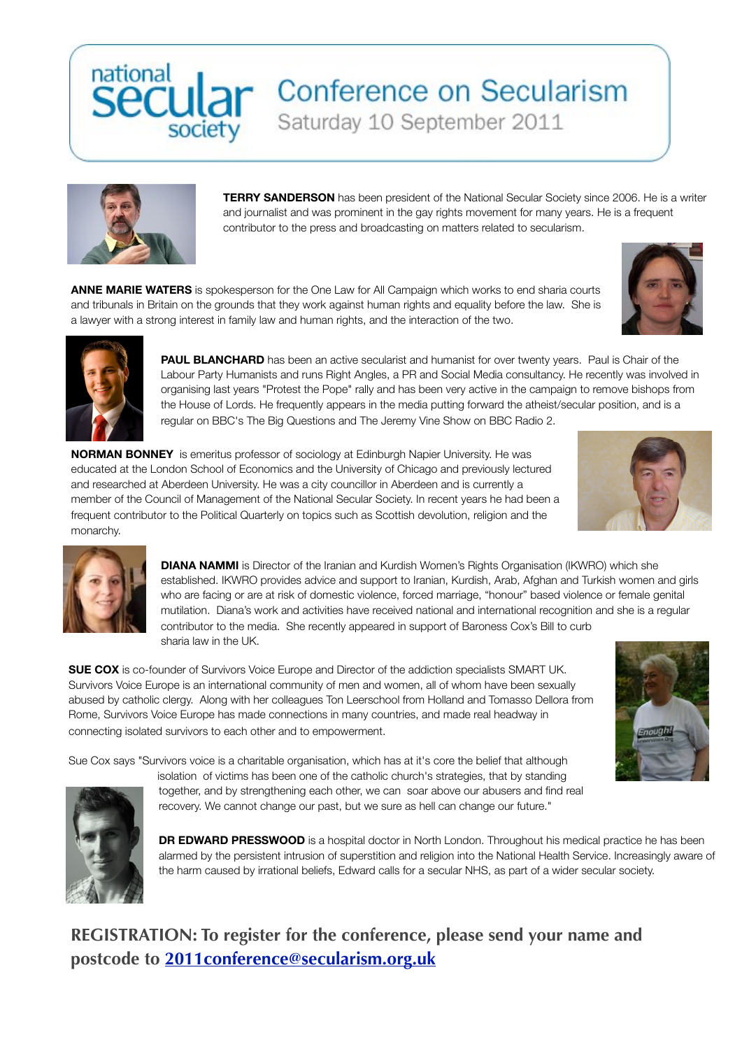# national secular society

## Conference on Secularism

Saturday 10 September 2011

**TERRY SANDERSON** has been president of the National Secular Society since 2006. He is a writer and journalist and was prominent in the gay rights movement for many years. He is a frequent contributor to the press and broadcasting on matters related to secularism.

**ANNE MARIE WATERS** is spokesperson for the One Law for All Campaign which works to end sharia courts and tribunals in Britain on the grounds that they work against human rights and equality before the law. She is a lawyer with a strong interest in family law and human rights, and the interaction of the two.

**PAUL BLANCHARD** has been an active secularist and humanist for over twenty years. Paul is Chair of the Labour Party Humanists and runs Right Angles, a PR and Social Media consultancy. He recently was involved in organising last years "Protest the Pope" rally and has been very active in the campaign to remove bishops from the House of Lords. He frequently appears in the media putting forward the atheist/secular position, and is a regular on BBC's The Big Questions and The Jeremy Vine Show on BBC Radio 2.

**NORMAN BONNEY** is emeritus professor of sociology at Edinburgh Napier University. He was educated at the London School of Economics and the University of Chicago and previously lectured and researched at Aberdeen University. He was a city councillor in Aberdeen and is currently a member of the Council of Management of the National Secular Society. In recent years he had been a frequent contributor to the Political Quarterly on topics such as Scottish devolution, religion and the monarchy.

**DIANA NAMMI** is Director of the Iranian and Kurdish Women's Rights Organisation (IKWRO) which she established. IKWRO provides advice and support to Iranian, Kurdish, Arab, Afghan and Turkish women and girls who are facing or are at risk of domestic violence, forced marriage, "honour" based violence or female genital mutilation. Diana's work and activities have received national and international recognition and she is a regular contributor to the media. She recently appeared in support of Baroness Cox's Bill to curb sharia law in the UK.

**SUE COX** is co-founder of Survivors Voice Europe and Director of the addiction specialists SMART UK. Survivors Voice Europe is an international community of men and women, all of whom have been sexually abused by catholic clergy. Along with her colleagues Ton Leerschool from Holland and Tomasso Dellora from Rome, Survivors Voice Europe has made connections in many countries, and made real headway in connecting isolated survivors to each other and to empowerment.

Sue Cox says "Survivors voice is a charitable organisation, which has at it's core the belief that although isolation of victims has been one of the catholic church's strategies, that by standing together, and by strengthening each other, we can soar above our abusers and find real recovery. We cannot change our past, but we sure as hell can change our future."

**DR EDWARD PRESSWOOD** is a hospital doctor in North London. Throughout his medical practice he has been alarmed by the persistent intrusion of superstition and religion into the National Health Service. Increasingly aware of the harm caused by irrational beliefs, Edward calls for a secular NHS, as part of a wider secular society.

**REGISTRATION: To register for the conference, please send your name and postcode to [2011conference@secularism.org.uk](mailto:2011conference@secularism.org.uk)**